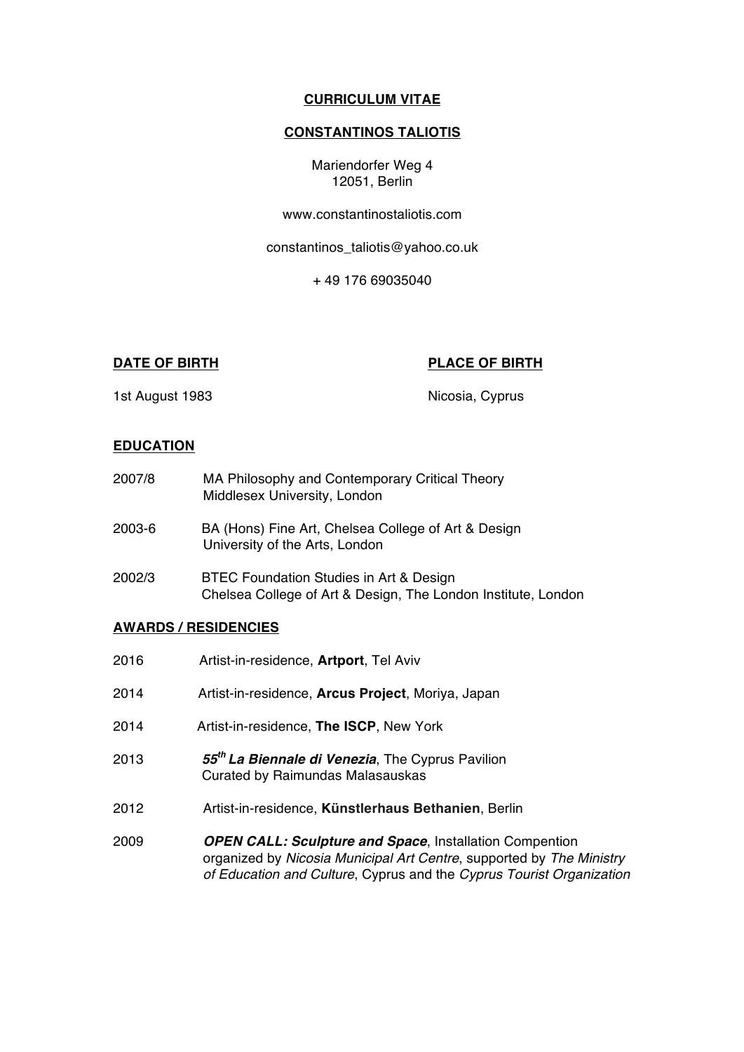# CURRICULUM VITAE

## CONSTANTINOS TALIOTIS

Mariendorfer Weg 4
12051, Berlin

www.constantinostaliotis.com

constantinos_taliotis@yahoo.co.uk

+ 49 176 69035040

**DATE OF BIRTH**

1st August 1983

**PLACE OF BIRTH**

Nicosia, Cyprus

**EDUCATION**

2007/8 MA Philosophy and Contemporary Critical Theory
Middlesex University, London

2003-6 BA (Hons) Fine Art, Chelsea College of Art & Design
University of the Arts, London

2002/3 BTEC Foundation Studies in Art & Design
Chelsea College of Art & Design, The London Institute, London

**AWARDS / RESIDENCIES**

2016 Artist-in-residence, **Artport**, Tel Aviv

2014 Artist-in-residence, **Arcus Project**, Moriya, Japan

2014 Artist-in-residence, **The ISCP**, New York

2013 ***55th La Biennale di Venezia***, The Cyprus Pavilion
Curated by Raimundas Malasauskas

2012 Artist-in-residence, **Künstlerhaus Bethanien**, Berlin

2009 ***OPEN CALL: Sculpture and Space***, Installation Compention organized by *Nicosia Municipal Art Centre*, supported by *The Ministry of Education and Culture*, Cyprus and the *Cyprus Tourist Organization*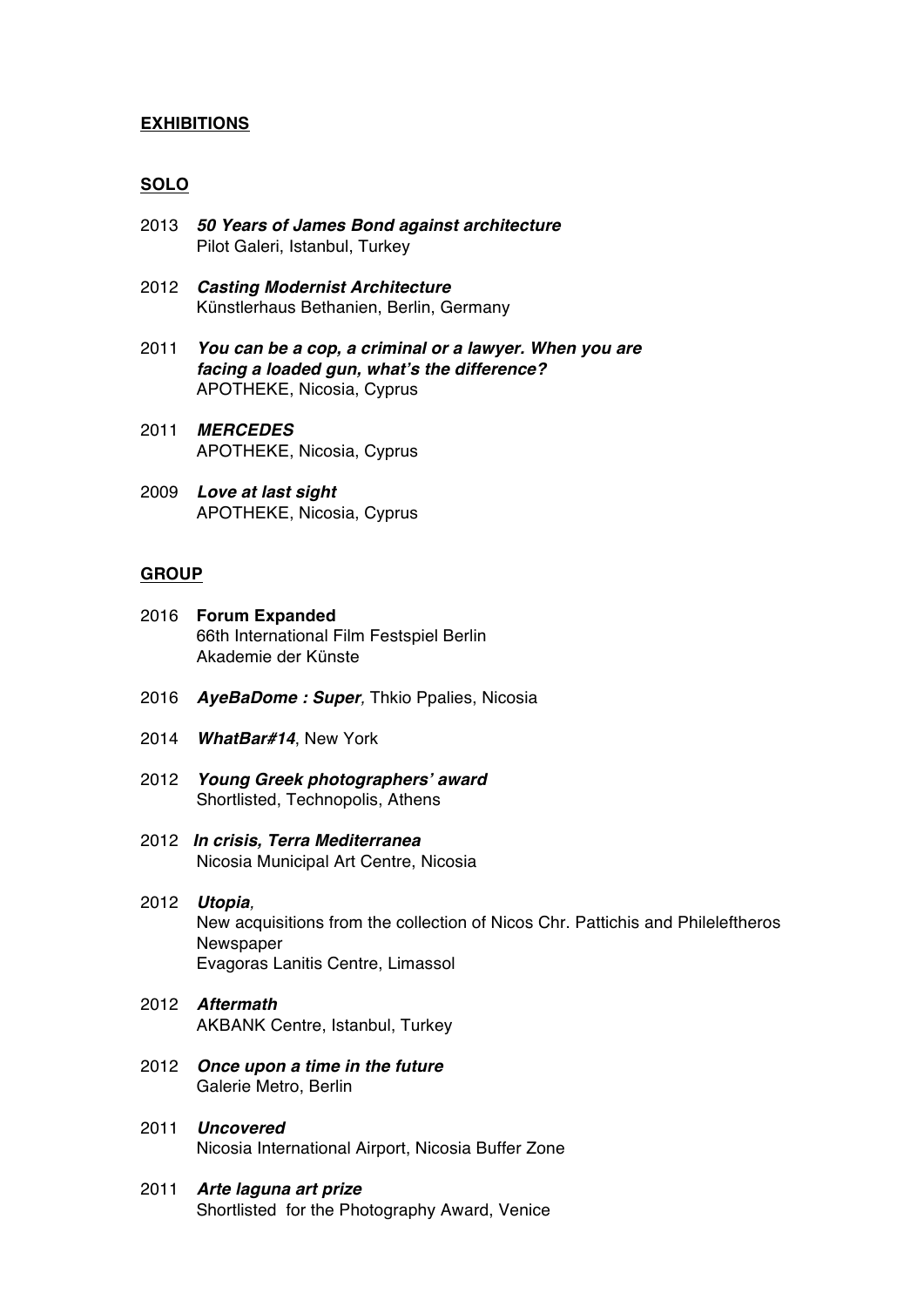**EXHIBITIONS**

**SOLO**

2013 ***50 Years of James Bond against architecture***
Pilot Galeri, Istanbul, Turkey

2012 ***Casting Modernist Architecture***
Künstlerhaus Bethanien, Berlin, Germany

2011 ***You can be a cop, a criminal or a lawyer. When you are facing a loaded gun, what's the difference?***
APOTHEKE, Nicosia, Cyprus

2011 ***MERCEDES***
APOTHEKE, Nicosia, Cyprus

2009 ***Love at last sight***
APOTHEKE, Nicosia, Cyprus

**GROUP**

2016 **Forum Expanded**
66th International Film Festspiel Berlin
Akademie der Künste

2016 ***AyeBaDome : Super***, Thkio Ppalies, Nicosia

2014 ***WhatBar#14***, New York

2012 ***Young Greek photographers' award***
Shortlisted, Technopolis, Athens

2012 ***In crisis, Terra Mediterranea***
Nicosia Municipal Art Centre, Nicosia

2012 ***Utopia***,
New acquisitions from the collection of Nicos Chr. Pattichis and Phileleftheros Newspaper
Evagoras Lanitis Centre, Limassol

2012 ***Aftermath***
AKBANK Centre, Istanbul, Turkey

2012 ***Once upon a time in the future***
Galerie Metro, Berlin

2011 ***Uncovered***
Nicosia International Airport, Nicosia Buffer Zone

2011 ***Arte laguna art prize***
Shortlisted for the Photography Award, Venice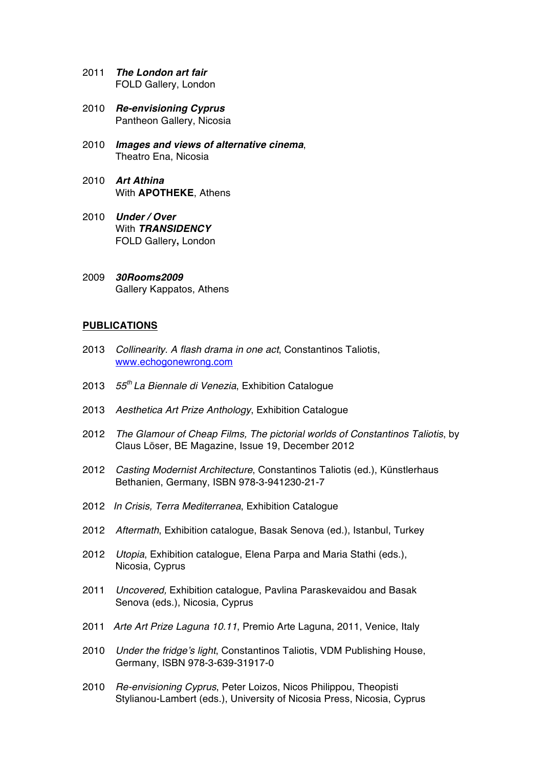2011 ***The London art fair***
FOLD Gallery, London

2010 ***Re-envisioning Cyprus***
Pantheon Gallery, Nicosia

2010 ***Images and views of alternative cinema***,
Theatro Ena, Nicosia

2010 ***Art Athina***
With **APOTHEKE**, Athens

2010 ***Under / Over***
With ***TRANSIDENCY***
FOLD Gallery**,** London

2009 ***30Rooms2009***
Gallery Kappatos, Athens

## PUBLICATIONS

2013 *Collinearity. A flash drama in one act*, Constantinos Taliotis, www.echogonewrong.com

2013 *55th La Biennale di Venezia*, Exhibition Catalogue

2013 *Aesthetica Art Prize Anthology*, Exhibition Catalogue

2012 *The Glamour of Cheap Films, The pictorial worlds of Constantinos Taliotis*, by Claus Löser, BE Magazine, Issue 19, December 2012

2012 *Casting Modernist Architecture*, Constantinos Taliotis (ed.), Künstlerhaus Bethanien, Germany, ISBN 978-3-941230-21-7

2012 *In Crisis, Terra Mediterranea*, Exhibition Catalogue

2012 *Aftermath*, Exhibition catalogue, Basak Senova (ed.), Istanbul, Turkey

2012 *Utopia*, Exhibition catalogue, Elena Parpa and Maria Stathi (eds.), Nicosia, Cyprus

2011 *Uncovered,* Exhibition catalogue, Pavlina Paraskevaidou and Basak Senova (eds.), Nicosia, Cyprus

2011 *Arte Art Prize Laguna 10.11*, Premio Arte Laguna, 2011, Venice, Italy

2010 *Under the fridge's light*, Constantinos Taliotis, VDM Publishing House, Germany, ISBN 978-3-639-31917-0

2010 *Re-envisioning Cyprus*, Peter Loizos, Nicos Philippou, Theopisti Stylianou-Lambert (eds.), University of Nicosia Press, Nicosia, Cyprus